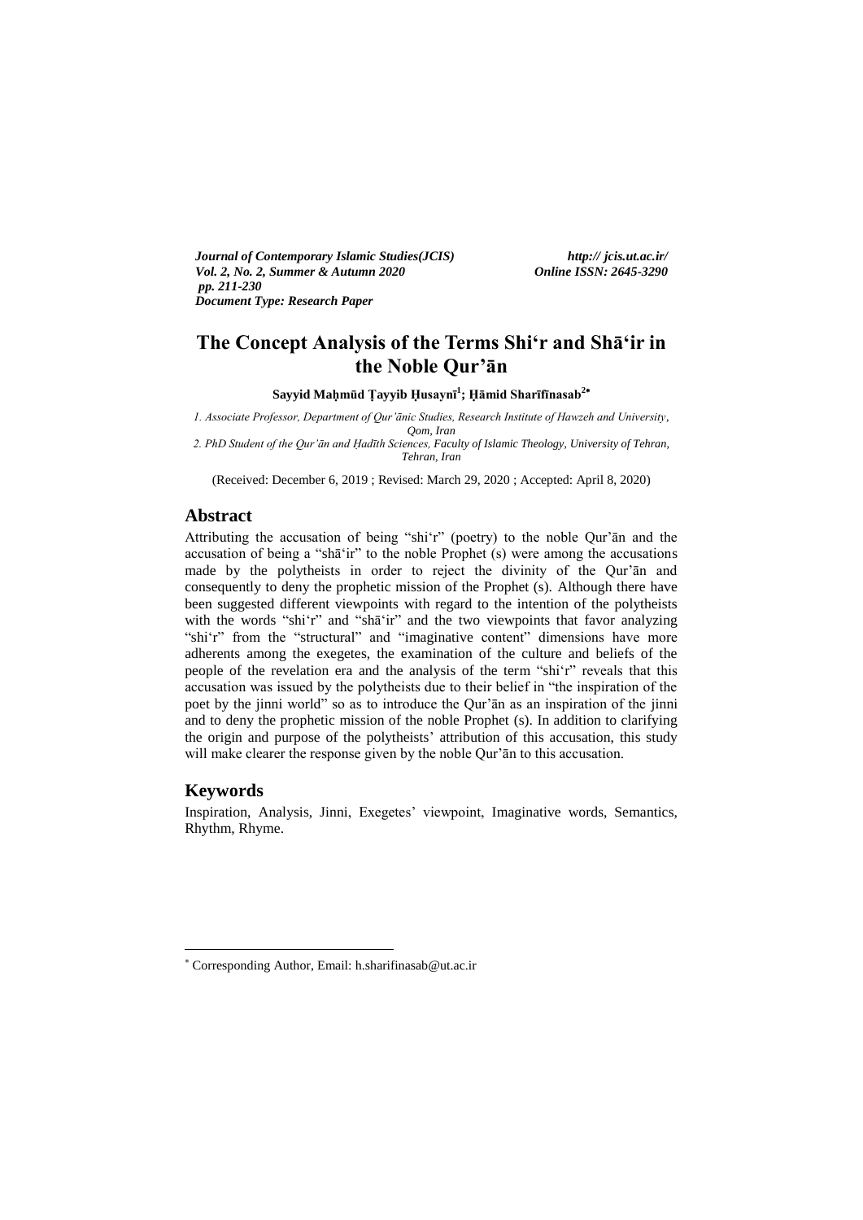*Journal of Contemporary Islamic Studies(JCIS)* *http:// jcis.ut.ac.ir/*
*Vol. 2, No. 2, Summer & Autumn 2020* *Online ISSN: 2645-3290*
*pp. 211-230*
*Document Type: Research Paper*

# The Concept Analysis of the Terms Shi'r and Shā'ir in the Noble Qur'ān

**Sayyid Maḥmūd Ṭayyib Ḥusaynī[1]; Ḥāmid Sharīfīnasab[2]***

*1. Associate Professor, Department of Qur'ānic Studies, Research Institute of Hawzeh and University, Qom, Iran*
*2. PhD Student of the Qur'ān and Ḥadīth Sciences, Faculty of Islamic Theology, University of Tehran, Tehran, Iran*

(Received: December 6, 2019 ; Revised: March 29, 2020 ; Accepted: April 8, 2020)

## Abstract

Attributing the accusation of being "shi'r" (poetry) to the noble Qur'ān and the accusation of being a "shā'ir" to the noble Prophet (s) were among the accusations made by the polytheists in order to reject the divinity of the Qur'ān and consequently to deny the prophetic mission of the Prophet (s). Although there have been suggested different viewpoints with regard to the intention of the polytheists with the words "shi'r" and "shā'ir" and the two viewpoints that favor analyzing "shi'r" from the "structural" and "imaginative content" dimensions have more adherents among the exegetes, the examination of the culture and beliefs of the people of the revelation era and the analysis of the term "shi'r" reveals that this accusation was issued by the polytheists due to their belief in "the inspiration of the poet by the jinni world" so as to introduce the Qur'ān as an inspiration of the jinni and to deny the prophetic mission of the noble Prophet (s). In addition to clarifying the origin and purpose of the polytheists' attribution of this accusation, this study will make clearer the response given by the noble Qur'ān to this accusation.

## Keywords

Inspiration, Analysis, Jinni, Exegetes' viewpoint, Imaginative words, Semantics, Rhythm, Rhyme.

---

* Corresponding Author, Email: h.sharifinasab@ut.ac.ir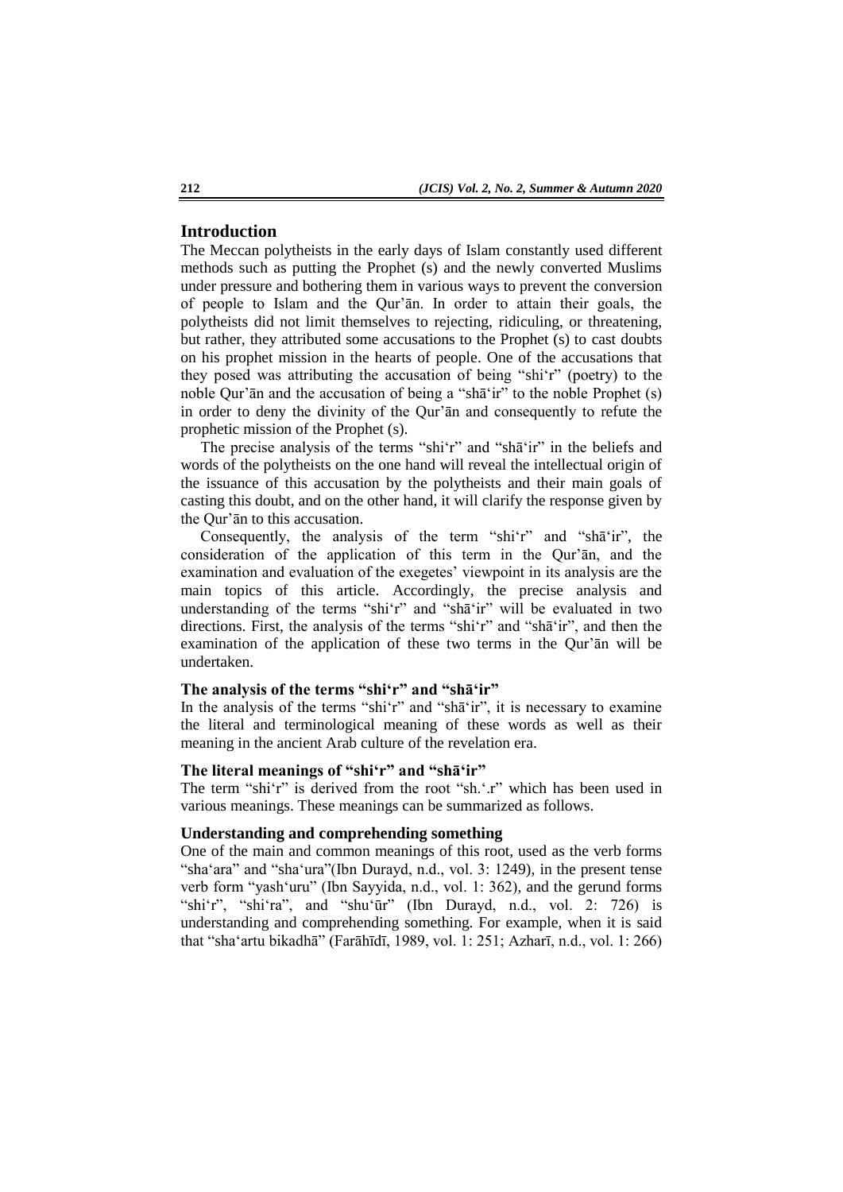## Introduction

The Meccan polytheists in the early days of Islam constantly used different methods such as putting the Prophet (s) and the newly converted Muslims under pressure and bothering them in various ways to prevent the conversion of people to Islam and the Qur'ān. In order to attain their goals, the polytheists did not limit themselves to rejecting, ridiculing, or threatening, but rather, they attributed some accusations to the Prophet (s) to cast doubts on his prophet mission in the hearts of people. One of the accusations that they posed was attributing the accusation of being "shi'r" (poetry) to the noble Qur'ān and the accusation of being a "shā'ir" to the noble Prophet (s) in order to deny the divinity of the Qur'ān and consequently to refute the prophetic mission of the Prophet (s).

The precise analysis of the terms "shi'r" and "shā'ir" in the beliefs and words of the polytheists on the one hand will reveal the intellectual origin of the issuance of this accusation by the polytheists and their main goals of casting this doubt, and on the other hand, it will clarify the response given by the Qur'ān to this accusation.

Consequently, the analysis of the term "shi'r" and "shā'ir", the consideration of the application of this term in the Qur'ān, and the examination and evaluation of the exegetes' viewpoint in its analysis are the main topics of this article. Accordingly, the precise analysis and understanding of the terms "shi'r" and "shā'ir" will be evaluated in two directions. First, the analysis of the terms "shi'r" and "shā'ir", and then the examination of the application of these two terms in the Qur'ān will be undertaken.

### The analysis of the terms "shi'r" and "shā'ir"

In the analysis of the terms "shi'r" and "shā'ir", it is necessary to examine the literal and terminological meaning of these words as well as their meaning in the ancient Arab culture of the revelation era.

### The literal meanings of "shi'r" and "shā'ir"

The term "shi'r" is derived from the root "sh.'.r" which has been used in various meanings. These meanings can be summarized as follows.

### Understanding and comprehending something

One of the main and common meanings of this root, used as the verb forms "sha'ara" and "sha'ura"(Ibn Durayd, n.d., vol. 3: 1249), in the present tense verb form "yash'uru" (Ibn Sayyida, n.d., vol. 1: 362), and the gerund forms "shi'r", "shi'ra", and "shu'ūr" (Ibn Durayd, n.d., vol. 2: 726) is understanding and comprehending something. For example, when it is said that "sha'artu bikadhā" (Farāhīdī, 1989, vol. 1: 251; Azharī, n.d., vol. 1: 266)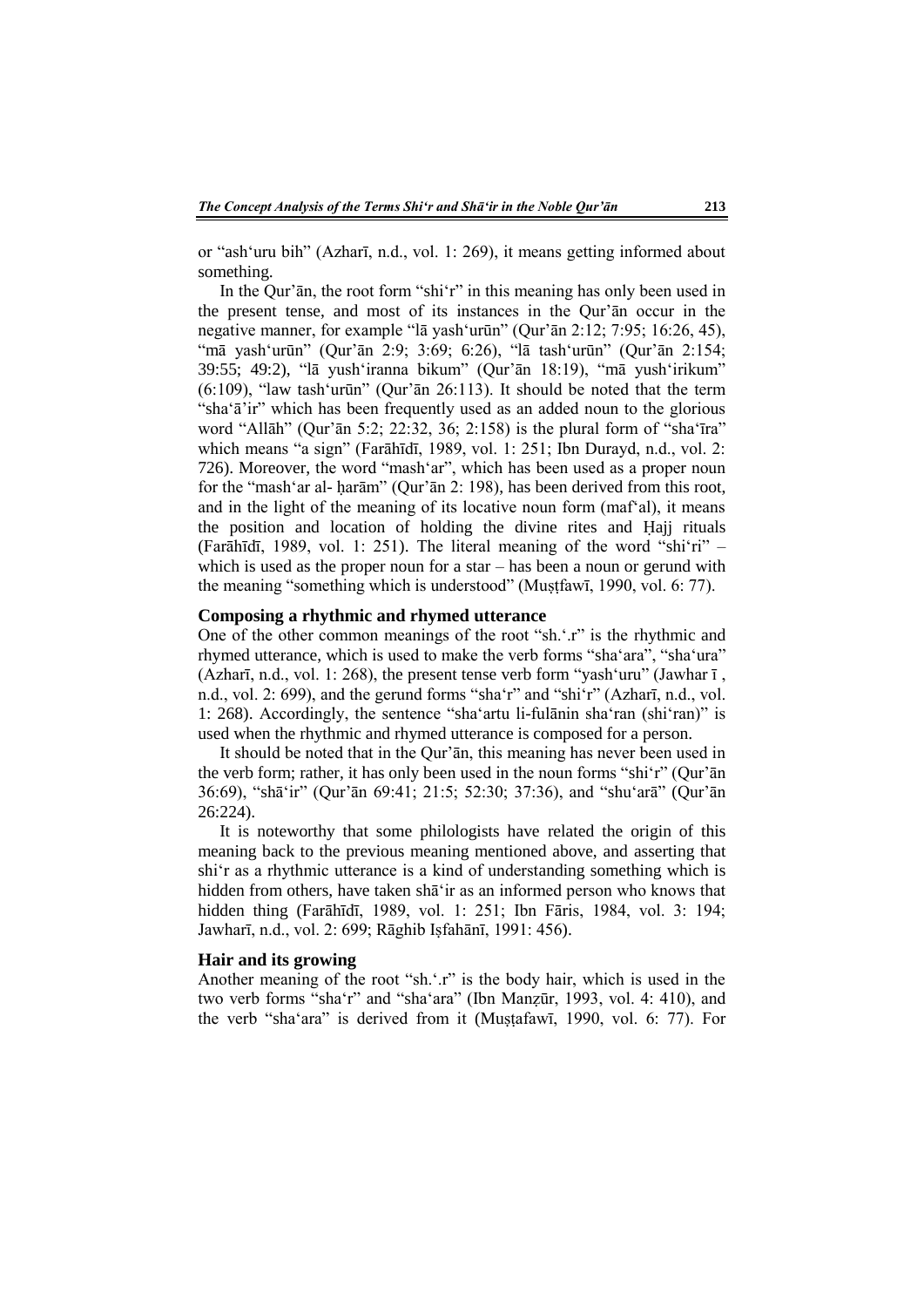or "ash'uru bih" (Azharī, n.d., vol. 1: 269), it means getting informed about something.

In the Qur'ān, the root form "shi'r" in this meaning has only been used in the present tense, and most of its instances in the Qur'ān occur in the negative manner, for example "lā yash'urūn" (Qur'ān 2:12; 7:95; 16:26, 45), "mā yash'urūn" (Qur'ān 2:9; 3:69; 6:26), "lā tash'urūn" (Qur'ān 2:154; 39:55; 49:2), "lā yush'iranna bikum" (Qur'ān 18:19), "mā yush'irikum" (6:109), "law tash'urūn" (Qur'ān 26:113). It should be noted that the term "sha'ā'ir" which has been frequently used as an added noun to the glorious word "Allāh" (Qur'ān 5:2; 22:32, 36; 2:158) is the plural form of "sha'īra" which means "a sign" (Farāhīdī, 1989, vol. 1: 251; Ibn Durayd, n.d., vol. 2: 726). Moreover, the word "mash'ar", which has been used as a proper noun for the "mash'ar al- ḥarām" (Qur'ān 2: 198), has been derived from this root, and in the light of the meaning of its locative noun form (maf'al), it means the position and location of holding the divine rites and Ḥajj rituals (Farāhīdī, 1989, vol. 1: 251). The literal meaning of the word "shi'ri" – which is used as the proper noun for a star – has been a noun or gerund with the meaning "something which is understood" (Muṣṭfawī, 1990, vol. 6: 77).

## Composing a rhythmic and rhymed utterance

One of the other common meanings of the root "sh.'.r" is the rhythmic and rhymed utterance, which is used to make the verb forms "sha'ara", "sha'ura" (Azharī, n.d., vol. 1: 268), the present tense verb form "yash'uru" (Jawhar ī , n.d., vol. 2: 699), and the gerund forms "sha'r" and "shi'r" (Azharī, n.d., vol. 1: 268). Accordingly, the sentence "sha'artu li-fulānin sha'ran (shi'ran)" is used when the rhythmic and rhymed utterance is composed for a person.

It should be noted that in the Qur'ān, this meaning has never been used in the verb form; rather, it has only been used in the noun forms "shi'r" (Qur'ān 36:69), "shā'ir" (Qur'ān 69:41; 21:5; 52:30; 37:36), and "shu'arā" (Qur'ān 26:224).

It is noteworthy that some philologists have related the origin of this meaning back to the previous meaning mentioned above, and asserting that shi'r as a rhythmic utterance is a kind of understanding something which is hidden from others, have taken shā'ir as an informed person who knows that hidden thing (Farāhīdī, 1989, vol. 1: 251; Ibn Fāris, 1984, vol. 3: 194; Jawharī, n.d., vol. 2: 699; Rāghib Iṣfahānī, 1991: 456).

## Hair and its growing

Another meaning of the root "sh.'.r" is the body hair, which is used in the two verb forms "sha'r" and "sha'ara" (Ibn Manẓūr, 1993, vol. 4: 410), and the verb "sha'ara" is derived from it (Muṣṭafawī, 1990, vol. 6: 77). For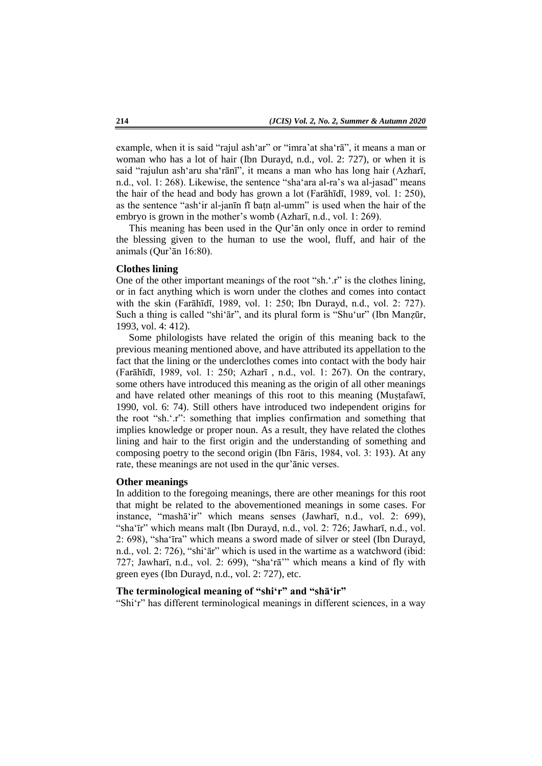example, when it is said "rajul ash'ar" or "imra'at sha'rā", it means a man or woman who has a lot of hair (Ibn Durayd, n.d., vol. 2: 727), or when it is said "rajulun ash'aru sha'rānī", it means a man who has long hair (Azharī, n.d., vol. 1: 268). Likewise, the sentence "sha'ara al-ra's wa al-jasad" means the hair of the head and body has grown a lot (Farāhīdī, 1989, vol. 1: 250), as the sentence "ash'ir al-janīn fī baṭn al-umm" is used when the hair of the embryo is grown in the mother's womb (Azharī, n.d., vol. 1: 269).

This meaning has been used in the Qur'ān only once in order to remind the blessing given to the human to use the wool, fluff, and hair of the animals (Qur'ān 16:80).

### Clothes lining

One of the other important meanings of the root "sh.'.r" is the clothes lining, or in fact anything which is worn under the clothes and comes into contact with the skin (Farāhīdī, 1989, vol. 1: 250; Ibn Durayd, n.d., vol. 2: 727). Such a thing is called "shi'ār", and its plural form is "Shu'ur" (Ibn Manẓūr, 1993, vol. 4: 412).

Some philologists have related the origin of this meaning back to the previous meaning mentioned above, and have attributed its appellation to the fact that the lining or the underclothes comes into contact with the body hair (Farāhīdī, 1989, vol. 1: 250; Azharī , n.d., vol. 1: 267). On the contrary, some others have introduced this meaning as the origin of all other meanings and have related other meanings of this root to this meaning (Muṣṭafawī, 1990, vol. 6: 74). Still others have introduced two independent origins for the root "sh.'.r": something that implies confirmation and something that implies knowledge or proper noun. As a result, they have related the clothes lining and hair to the first origin and the understanding of something and composing poetry to the second origin (Ibn Fāris, 1984, vol. 3: 193). At any rate, these meanings are not used in the qur'ānic verses.

### Other meanings

In addition to the foregoing meanings, there are other meanings for this root that might be related to the abovementioned meanings in some cases. For instance, "mashā'ir" which means senses (Jawharī, n.d., vol. 2: 699), "sha'īr" which means malt (Ibn Durayd, n.d., vol. 2: 726; Jawharī, n.d., vol. 2: 698), "sha'īra" which means a sword made of silver or steel (Ibn Durayd, n.d., vol. 2: 726), "shi'ār" which is used in the wartime as a watchword (ibid: 727; Jawharī, n.d., vol. 2: 699), "sha'rā'" which means a kind of fly with green eyes (Ibn Durayd, n.d., vol. 2: 727), etc.

## The terminological meaning of "shi'r" and "shā'ir"

"Shi'r" has different terminological meanings in different sciences, in a way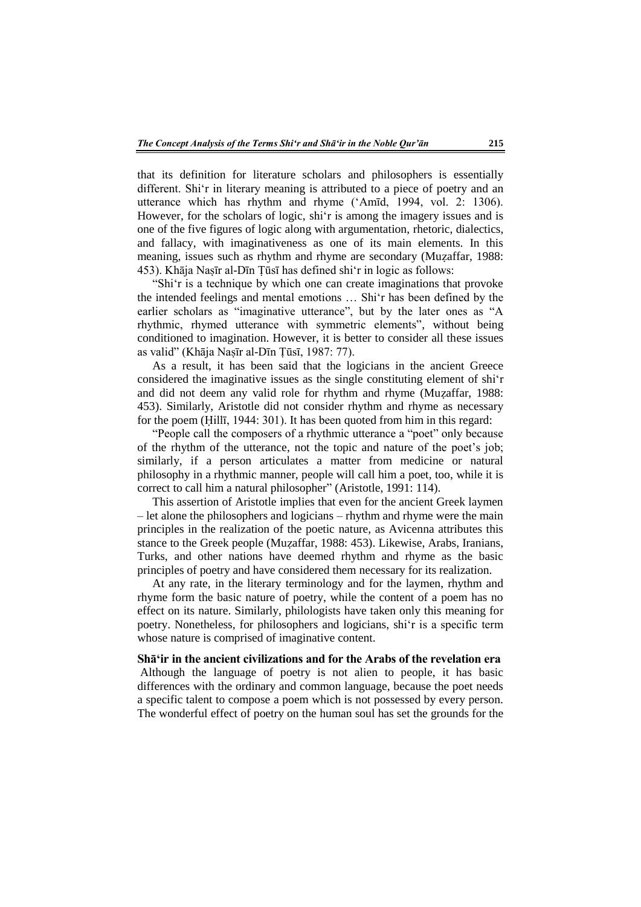that its definition for literature scholars and philosophers is essentially different. Shi'r in literary meaning is attributed to a piece of poetry and an utterance which has rhythm and rhyme ('Amīd, 1994, vol. 2: 1306). However, for the scholars of logic, shi'r is among the imagery issues and is one of the five figures of logic along with argumentation, rhetoric, dialectics, and fallacy, with imaginativeness as one of its main elements. In this meaning, issues such as rhythm and rhyme are secondary (Muẓaffar, 1988: 453). Khāja Naṣīr al-Dīn Ṭūsī has defined shi'r in logic as follows:

"Shi'r is a technique by which one can create imaginations that provoke the intended feelings and mental emotions … Shi'r has been defined by the earlier scholars as "imaginative utterance", but by the later ones as "A rhythmic, rhymed utterance with symmetric elements", without being conditioned to imagination. However, it is better to consider all these issues as valid" (Khāja Naṣīr al-Dīn Ṭūsī, 1987: 77).

As a result, it has been said that the logicians in the ancient Greece considered the imaginative issues as the single constituting element of shi'r and did not deem any valid role for rhythm and rhyme (Muẓaffar, 1988: 453). Similarly, Aristotle did not consider rhythm and rhyme as necessary for the poem (Ḥillī, 1944: 301). It has been quoted from him in this regard:

"People call the composers of a rhythmic utterance a "poet" only because of the rhythm of the utterance, not the topic and nature of the poet's job; similarly, if a person articulates a matter from medicine or natural philosophy in a rhythmic manner, people will call him a poet, too, while it is correct to call him a natural philosopher" (Aristotle, 1991: 114).

This assertion of Aristotle implies that even for the ancient Greek laymen – let alone the philosophers and logicians – rhythm and rhyme were the main principles in the realization of the poetic nature, as Avicenna attributes this stance to the Greek people (Muẓaffar, 1988: 453). Likewise, Arabs, Iranians, Turks, and other nations have deemed rhythm and rhyme as the basic principles of poetry and have considered them necessary for its realization.

At any rate, in the literary terminology and for the laymen, rhythm and rhyme form the basic nature of poetry, while the content of a poem has no effect on its nature. Similarly, philologists have taken only this meaning for poetry. Nonetheless, for philosophers and logicians, shi'r is a specific term whose nature is comprised of imaginative content.

### Shā'ir in the ancient civilizations and for the Arabs of the revelation era

Although the language of poetry is not alien to people, it has basic differences with the ordinary and common language, because the poet needs a specific talent to compose a poem which is not possessed by every person. The wonderful effect of poetry on the human soul has set the grounds for the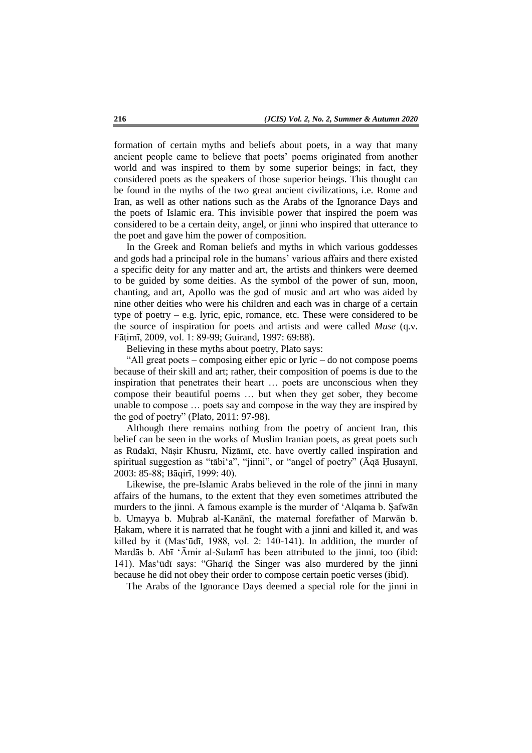formation of certain myths and beliefs about poets, in a way that many ancient people came to believe that poets' poems originated from another world and was inspired to them by some superior beings; in fact, they considered poets as the speakers of those superior beings. This thought can be found in the myths of the two great ancient civilizations, i.e. Rome and Iran, as well as other nations such as the Arabs of the Ignorance Days and the poets of Islamic era. This invisible power that inspired the poem was considered to be a certain deity, angel, or jinni who inspired that utterance to the poet and gave him the power of composition.

In the Greek and Roman beliefs and myths in which various goddesses and gods had a principal role in the humans' various affairs and there existed a specific deity for any matter and art, the artists and thinkers were deemed to be guided by some deities. As the symbol of the power of sun, moon, chanting, and art, Apollo was the god of music and art who was aided by nine other deities who were his children and each was in charge of a certain type of poetry – e.g. lyric, epic, romance, etc. These were considered to be the source of inspiration for poets and artists and were called *Muse* (q.v. Fāṭimī, 2009, vol. 1: 89-99; Guirand, 1997: 69:88).

Believing in these myths about poetry, Plato says:

"All great poets – composing either epic or lyric – do not compose poems because of their skill and art; rather, their composition of poems is due to the inspiration that penetrates their heart … poets are unconscious when they compose their beautiful poems … but when they get sober, they become unable to compose … poets say and compose in the way they are inspired by the god of poetry" (Plato, 2011: 97-98).

Although there remains nothing from the poetry of ancient Iran, this belief can be seen in the works of Muslim Iranian poets, as great poets such as Rūdakī, Nāṣir Khusru, Niẓāmī, etc. have overtly called inspiration and spiritual suggestion as "tābi'a", "jinni", or "angel of poetry" (Āqā Ḥusaynī, 2003: 85-88; Bāqirī, 1999: 40).

Likewise, the pre-Islamic Arabs believed in the role of the jinni in many affairs of the humans, to the extent that they even sometimes attributed the murders to the jinni. A famous example is the murder of 'Alqama b. Ṣafwān b. Umayya b. Muḥrab al-Kanānī, the maternal forefather of Marwān b. Ḥakam, where it is narrated that he fought with a jinni and killed it, and was killed by it (Mas'ūdī, 1988, vol. 2: 140-141). In addition, the murder of Mardās b. Abī 'Āmir al-Sulamī has been attributed to the jinni, too (ibid: 141). Mas'ūdī says: "Gharīḍ the Singer was also murdered by the jinni because he did not obey their order to compose certain poetic verses (ibid).

The Arabs of the Ignorance Days deemed a special role for the jinni in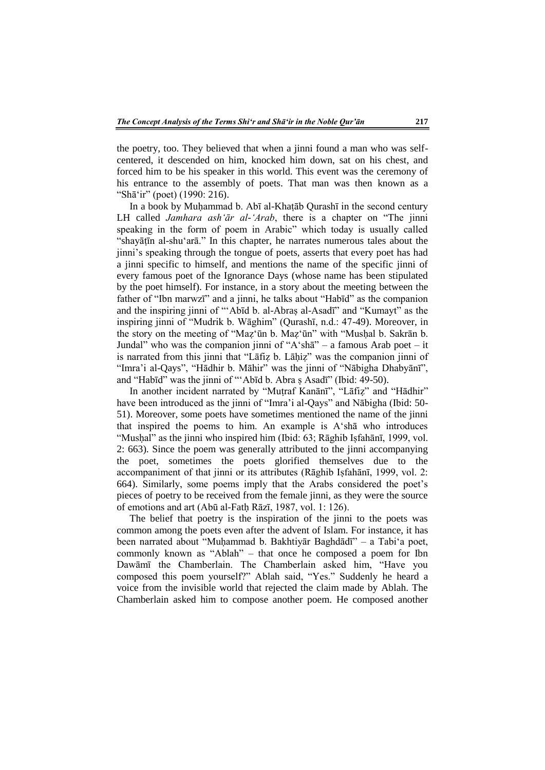the poetry, too. They believed that when a jinni found a man who was self-centered, it descended on him, knocked him down, sat on his chest, and forced him to be his speaker in this world. This event was the ceremony of his entrance to the assembly of poets. That man was then known as a "Shā'ir" (poet) (1990: 216).

In a book by Muḥammad b. Abī al-Khaṭāb Qurashī in the second century LH called *Jamhara ash'ār al-'Arab*, there is a chapter on "The jinni speaking in the form of poem in Arabic" which today is usually called "shayāṭīn al-shu'arā." In this chapter, he narrates numerous tales about the jinni's speaking through the tongue of poets, asserts that every poet has had a jinni specific to himself, and mentions the name of the specific jinni of every famous poet of the Ignorance Days (whose name has been stipulated by the poet himself). For instance, in a story about the meeting between the father of "Ibn marwzī" and a jinni, he talks about "Habīd" as the companion and the inspiring jinni of "'Abīd b. al-Abraṣ al-Asadī" and "Kumayt" as the inspiring jinni of "Mudrik b. Wāghim" (Qurashī, n.d.: 47-49). Moreover, in the story on the meeting of "Maẓ'ūn b. Maẓ'ūn" with "Musḥal b. Sakrān b. Jundal" who was the companion jinni of "A'shā" – a famous Arab poet – it is narrated from this jinni that "Lāfiẓ b. Lāḥiẓ" was the companion jinni of "Imra'i al-Qays", "Hādhir b. Māhir" was the jinni of "Nābigha Dhabyānī", and "Habīd" was the jinni of "'Abīd b. Abra ṣ Asadī" (Ibid: 49-50).

In another incident narrated by "Muṭraf Kanānī", "Lāfiẓ" and "Hādhir" have been introduced as the jinni of "Imra'i al-Qays" and Nābigha (Ibid: 50-51). Moreover, some poets have sometimes mentioned the name of the jinni that inspired the poems to him. An example is A'shā who introduces "Musḥal" as the jinni who inspired him (Ibid: 63; Rāghib Iṣfahānī, 1999, vol. 2: 663). Since the poem was generally attributed to the jinni accompanying the poet, sometimes the poets glorified themselves due to the accompaniment of that jinni or its attributes (Rāghib Iṣfahānī, 1999, vol. 2: 664). Similarly, some poems imply that the Arabs considered the poet's pieces of poetry to be received from the female jinni, as they were the source of emotions and art (Abū al-Fatḥ Rāzī, 1987, vol. 1: 126).

The belief that poetry is the inspiration of the jinni to the poets was common among the poets even after the advent of Islam. For instance, it has been narrated about "Muḥammad b. Bakhtiyār Baghdādī" – a Tabi'a poet, commonly known as "Ablah" – that once he composed a poem for Ibn Dawāmī the Chamberlain. The Chamberlain asked him, "Have you composed this poem yourself?" Ablah said, "Yes." Suddenly he heard a voice from the invisible world that rejected the claim made by Ablah. The Chamberlain asked him to compose another poem. He composed another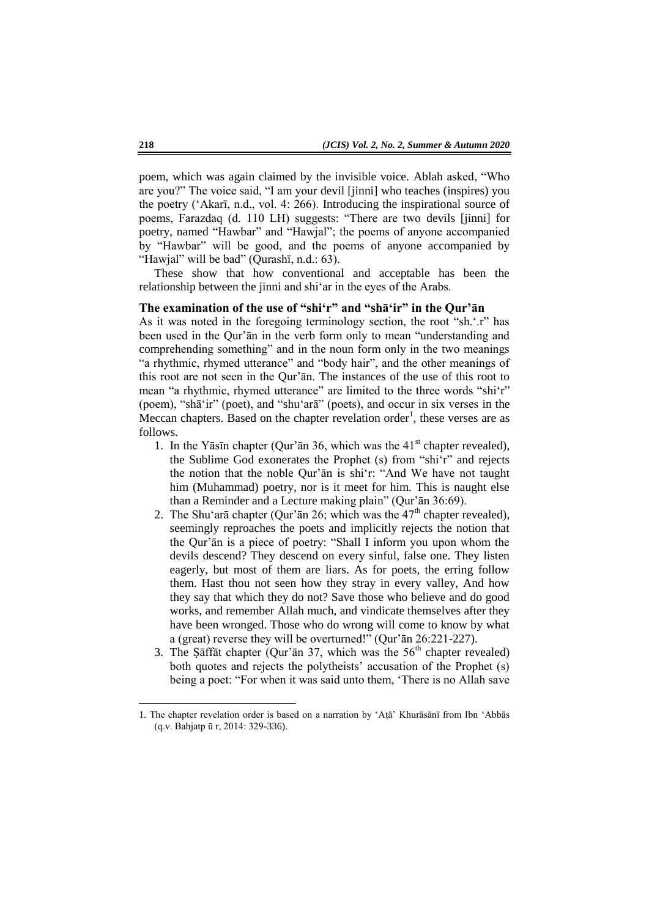poem, which was again claimed by the invisible voice. Ablah asked, "Who are you?" The voice said, "I am your devil [jinni] who teaches (inspires) you the poetry (ʻAkarī, n.d., vol. 4: 266). Introducing the inspirational source of poems, Farazdaq (d. 110 LH) suggests: "There are two devils [jinni] for poetry, named "Hawbar" and "Hawjal"; the poems of anyone accompanied by "Hawbar" will be good, and the poems of anyone accompanied by "Hawjal" will be bad" (Qurashī, n.d.: 63).

These show that how conventional and acceptable has been the relationship between the jinni and shiʻar in the eyes of the Arabs.

### The examination of the use of "shiʻr" and "shāʻir" in the Qur'ān

As it was noted in the foregoing terminology section, the root "sh.ʻ.r" has been used in the Qur'ān in the verb form only to mean "understanding and comprehending something" and in the noun form only in the two meanings "a rhythmic, rhymed utterance" and "body hair", and the other meanings of this root are not seen in the Qur'ān. The instances of the use of this root to mean "a rhythmic, rhymed utterance" are limited to the three words "shiʻr" (poem), "shāʻir" (poet), and "shuʻarā" (poets), and occur in six verses in the Meccan chapters. Based on the chapter revelation order[1], these verses are as follows.

1. In the Yāsīn chapter (Qur'ān 36, which was the 41st chapter revealed), the Sublime God exonerates the Prophet (s) from "shiʻr" and rejects the notion that the noble Qur'ān is shiʻr: "And We have not taught him (Muhammad) poetry, nor is it meet for him. This is naught else than a Reminder and a Lecture making plain" (Qur'ān 36:69).
2. The Shuʻarā chapter (Qur'ān 26; which was the 47th chapter revealed), seemingly reproaches the poets and implicitly rejects the notion that the Qur'ān is a piece of poetry: "Shall I inform you upon whom the devils descend? They descend on every sinful, false one. They listen eagerly, but most of them are liars. As for poets, the erring follow them. Hast thou not seen how they stray in every valley, And how they say that which they do not? Save those who believe and do good works, and remember Allah much, and vindicate themselves after they have been wronged. Those who do wrong will come to know by what a (great) reverse they will be overturned!" (Qur'ān 26:221-227).
3. The Ṣāffāt chapter (Qur'ān 37, which was the 56th chapter revealed) both quotes and rejects the polytheists' accusation of the Prophet (s) being a poet: "For when it was said unto them, 'There is no Allah save

---

1. The chapter revelation order is based on a narration by ʻAṭā' Khurāsānī from Ibn ʻAbbās (q.v. Bahjatp ū r, 2014: 329-336).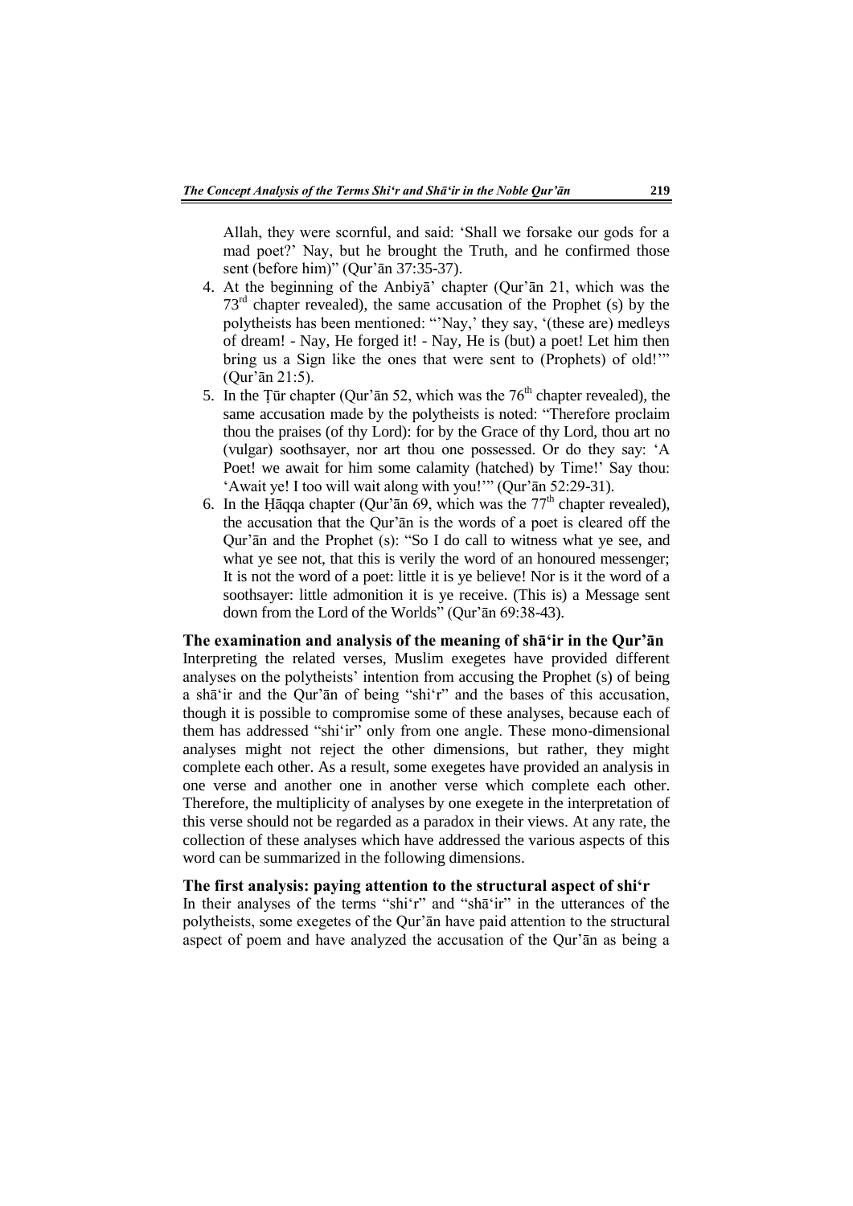Allah, they were scornful, and said: 'Shall we forsake our gods for a mad poet?' Nay, but he brought the Truth, and he confirmed those sent (before him)" (Qur'ān 37:35-37).

4. At the beginning of the Anbiyā' chapter (Qur'ān 21, which was the 73rd chapter revealed), the same accusation of the Prophet (s) by the polytheists has been mentioned: "'Nay,' they say, '(these are) medleys of dream! - Nay, He forged it! - Nay, He is (but) a poet! Let him then bring us a Sign like the ones that were sent to (Prophets) of old!'" (Qur'ān 21:5).
5. In the Ṭūr chapter (Qur'ān 52, which was the 76th chapter revealed), the same accusation made by the polytheists is noted: "Therefore proclaim thou the praises (of thy Lord): for by the Grace of thy Lord, thou art no (vulgar) soothsayer, nor art thou one possessed. Or do they say: 'A Poet! we await for him some calamity (hatched) by Time!' Say thou: 'Await ye! I too will wait along with you!'" (Qur'ān 52:29-31).
6. In the Ḥāqqa chapter (Qur'ān 69, which was the 77th chapter revealed), the accusation that the Qur'ān is the words of a poet is cleared off the Qur'ān and the Prophet (s): "So I do call to witness what ye see, and what ye see not, that this is verily the word of an honoured messenger; It is not the word of a poet: little it is ye believe! Nor is it the word of a soothsayer: little admonition it is ye receive. (This is) a Message sent down from the Lord of the Worlds" (Qur'ān 69:38-43).

## The examination and analysis of the meaning of shā'ir in the Qur'ān

Interpreting the related verses, Muslim exegetes have provided different analyses on the polytheists' intention from accusing the Prophet (s) of being a shā'ir and the Qur'ān of being "shi'r" and the bases of this accusation, though it is possible to compromise some of these analyses, because each of them has addressed "shi'ir" only from one angle. These mono-dimensional analyses might not reject the other dimensions, but rather, they might complete each other. As a result, some exegetes have provided an analysis in one verse and another one in another verse which complete each other. Therefore, the multiplicity of analyses by one exegete in the interpretation of this verse should not be regarded as a paradox in their views. At any rate, the collection of these analyses which have addressed the various aspects of this word can be summarized in the following dimensions.

### The first analysis: paying attention to the structural aspect of shi'r

In their analyses of the terms "shi'r" and "shā'ir" in the utterances of the polytheists, some exegetes of the Qur'ān have paid attention to the structural aspect of poem and have analyzed the accusation of the Qur'ān as being a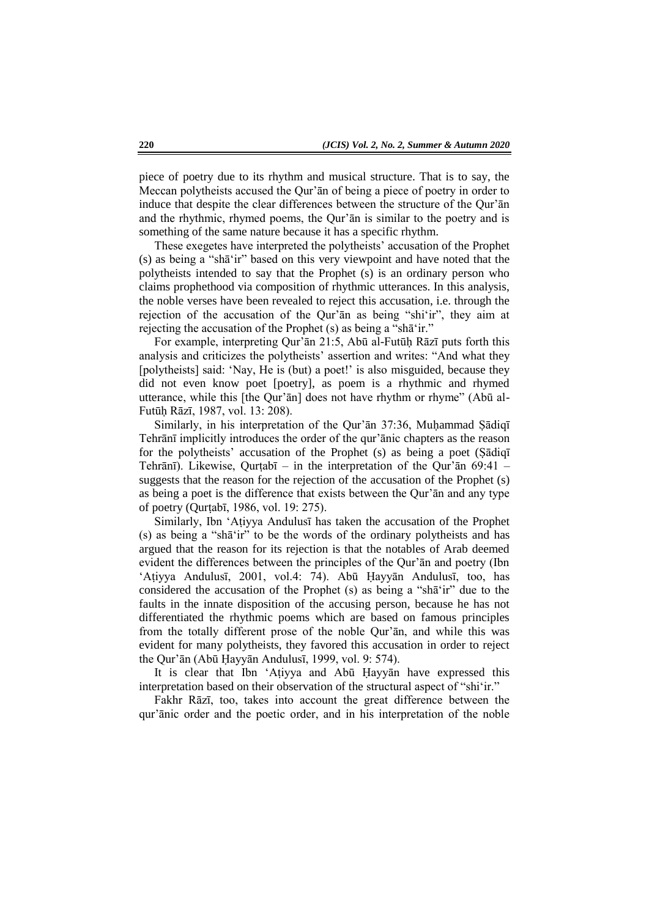piece of poetry due to its rhythm and musical structure. That is to say, the Meccan polytheists accused the Qur'ān of being a piece of poetry in order to induce that despite the clear differences between the structure of the Qur'ān and the rhythmic, rhymed poems, the Qur'ān is similar to the poetry and is something of the same nature because it has a specific rhythm.

These exegetes have interpreted the polytheists' accusation of the Prophet (s) as being a "shā'ir" based on this very viewpoint and have noted that the polytheists intended to say that the Prophet (s) is an ordinary person who claims prophethood via composition of rhythmic utterances. In this analysis, the noble verses have been revealed to reject this accusation, i.e. through the rejection of the accusation of the Qur'ān as being "shi'ir", they aim at rejecting the accusation of the Prophet (s) as being a "shā'ir."

For example, interpreting Qur'ān 21:5, Abū al-Futūḥ Rāzī puts forth this analysis and criticizes the polytheists' assertion and writes: "And what they [polytheists] said: 'Nay, He is (but) a poet!' is also misguided, because they did not even know poet [poetry], as poem is a rhythmic and rhymed utterance, while this [the Qur'ān] does not have rhythm or rhyme" (Abū al-Futūḥ Rāzī, 1987, vol. 13: 208).

Similarly, in his interpretation of the Qur'ān 37:36, Muḥammad Ṣādiqī Tehrānī implicitly introduces the order of the qur'ānic chapters as the reason for the polytheists' accusation of the Prophet (s) as being a poet (Ṣādiqī Tehrānī). Likewise, Qurṭabī – in the interpretation of the Qur'ān 69:41 – suggests that the reason for the rejection of the accusation of the Prophet (s) as being a poet is the difference that exists between the Qur'ān and any type of poetry (Qurṭabī, 1986, vol. 19: 275).

Similarly, Ibn 'Aṭiyya Andulusī has taken the accusation of the Prophet (s) as being a "shā'ir" to be the words of the ordinary polytheists and has argued that the reason for its rejection is that the notables of Arab deemed evident the differences between the principles of the Qur'ān and poetry (Ibn 'Aṭiyya Andulusī, 2001, vol.4: 74). Abū Ḥayyān Andulusī, too, has considered the accusation of the Prophet (s) as being a "shā'ir" due to the faults in the innate disposition of the accusing person, because he has not differentiated the rhythmic poems which are based on famous principles from the totally different prose of the noble Qur'ān, and while this was evident for many polytheists, they favored this accusation in order to reject the Qur'ān (Abū Ḥayyān Andulusī, 1999, vol. 9: 574).

It is clear that Ibn 'Aṭiyya and Abū Ḥayyān have expressed this interpretation based on their observation of the structural aspect of "shi'ir."

Fakhr Rāzī, too, takes into account the great difference between the qur'ānic order and the poetic order, and in his interpretation of the noble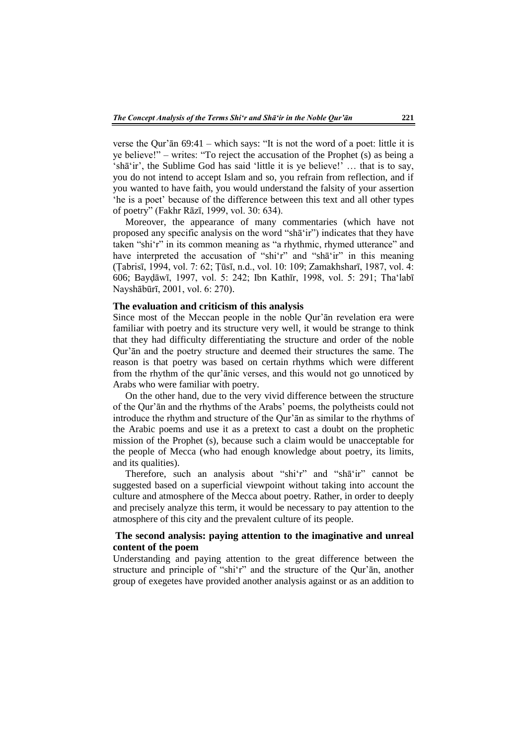verse the Qur'ān 69:41 – which says: "It is not the word of a poet: little it is ye believe!" – writes: "To reject the accusation of the Prophet (s) as being a 'shā'ir', the Sublime God has said 'little it is ye believe!' … that is to say, you do not intend to accept Islam and so, you refrain from reflection, and if you wanted to have faith, you would understand the falsity of your assertion 'he is a poet' because of the difference between this text and all other types of poetry" (Fakhr Rāzī, 1999, vol. 30: 634).

Moreover, the appearance of many commentaries (which have not proposed any specific analysis on the word "shā'ir") indicates that they have taken "shi'r" in its common meaning as "a rhythmic, rhymed utterance" and have interpreted the accusation of "shi'r" and "shā'ir" in this meaning (Ṭabrisī, 1994, vol. 7: 62; Ṭūsī, n.d., vol. 10: 109; Zamakhsharī, 1987, vol. 4: 606; Bayḍāwī, 1997, vol. 5: 242; Ibn Kathīr, 1998, vol. 5: 291; Tha'labī Nayshābūrī, 2001, vol. 6: 270).

### The evaluation and criticism of this analysis

Since most of the Meccan people in the noble Qur'ān revelation era were familiar with poetry and its structure very well, it would be strange to think that they had difficulty differentiating the structure and order of the noble Qur'ān and the poetry structure and deemed their structures the same. The reason is that poetry was based on certain rhythms which were different from the rhythm of the qur'ānic verses, and this would not go unnoticed by Arabs who were familiar with poetry.

On the other hand, due to the very vivid difference between the structure of the Qur'ān and the rhythms of the Arabs' poems, the polytheists could not introduce the rhythm and structure of the Qur'ān as similar to the rhythms of the Arabic poems and use it as a pretext to cast a doubt on the prophetic mission of the Prophet (s), because such a claim would be unacceptable for the people of Mecca (who had enough knowledge about poetry, its limits, and its qualities).

Therefore, such an analysis about "shi'r" and "shā'ir" cannot be suggested based on a superficial viewpoint without taking into account the culture and atmosphere of the Mecca about poetry. Rather, in order to deeply and precisely analyze this term, it would be necessary to pay attention to the atmosphere of this city and the prevalent culture of its people.

### The second analysis: paying attention to the imaginative and unreal content of the poem

Understanding and paying attention to the great difference between the structure and principle of "shi'r" and the structure of the Qur'ān, another group of exegetes have provided another analysis against or as an addition to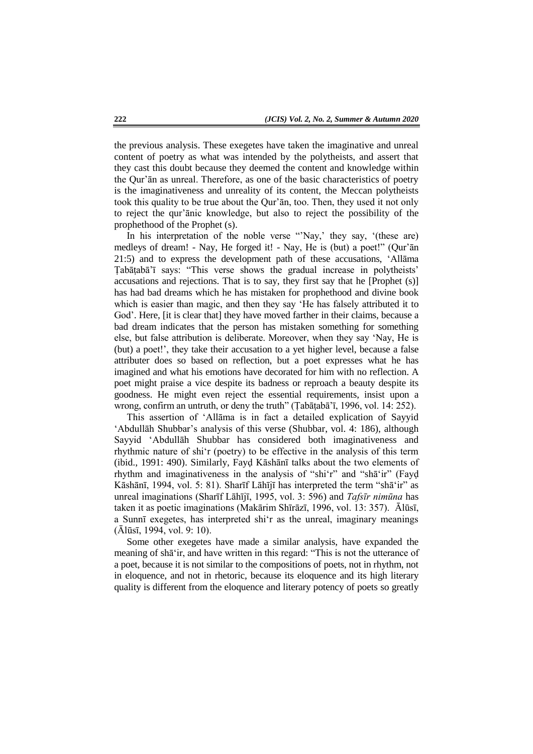the previous analysis. These exegetes have taken the imaginative and unreal content of poetry as what was intended by the polytheists, and assert that they cast this doubt because they deemed the content and knowledge within the Qur'ān as unreal. Therefore, as one of the basic characteristics of poetry is the imaginativeness and unreality of its content, the Meccan polytheists took this quality to be true about the Qur'ān, too. Then, they used it not only to reject the qur'ānic knowledge, but also to reject the possibility of the prophethood of the Prophet (s).

In his interpretation of the noble verse "'Nay,' they say, '(these are) medleys of dream! - Nay, He forged it! - Nay, He is (but) a poet!" (Qur'ān 21:5) and to express the development path of these accusations, 'Allāma Ṭabāṭabā'ī says: "This verse shows the gradual increase in polytheists' accusations and rejections. That is to say, they first say that he [Prophet (s)] has had bad dreams which he has mistaken for prophethood and divine book which is easier than magic, and then they say 'He has falsely attributed it to God'. Here, [it is clear that] they have moved farther in their claims, because a bad dream indicates that the person has mistaken something for something else, but false attribution is deliberate. Moreover, when they say 'Nay, He is (but) a poet!', they take their accusation to a yet higher level, because a false attributer does so based on reflection, but a poet expresses what he has imagined and what his emotions have decorated for him with no reflection. A poet might praise a vice despite its badness or reproach a beauty despite its goodness. He might even reject the essential requirements, insist upon a wrong, confirm an untruth, or deny the truth" (Ṭabāṭabā'ī, 1996, vol. 14: 252).

This assertion of 'Allāma is in fact a detailed explication of Sayyid 'Abdullāh Shubbar's analysis of this verse (Shubbar, vol. 4: 186), although Sayyid 'Abdullāh Shubbar has considered both imaginativeness and rhythmic nature of shi'r (poetry) to be effective in the analysis of this term (ibid., 1991: 490). Similarly, Fayḍ Kāshānī talks about the two elements of rhythm and imaginativeness in the analysis of "shi'r" and "shā'ir" (Fayḍ Kāshānī, 1994, vol. 5: 81). Sharīf Lāhījī has interpreted the term "shā'ir" as unreal imaginations (Sharīf Lāhījī, 1995, vol. 3: 596) and *Tafsīr nimūna* has taken it as poetic imaginations (Makārim Shīrāzī, 1996, vol. 13: 357). Ālūsī, a Sunnī exegetes, has interpreted shi'r as the unreal, imaginary meanings (Ālūsī, 1994, vol. 9: 10).

Some other exegetes have made a similar analysis, have expanded the meaning of shā'ir, and have written in this regard: "This is not the utterance of a poet, because it is not similar to the compositions of poets, not in rhythm, not in eloquence, and not in rhetoric, because its eloquence and its high literary quality is different from the eloquence and literary potency of poets so greatly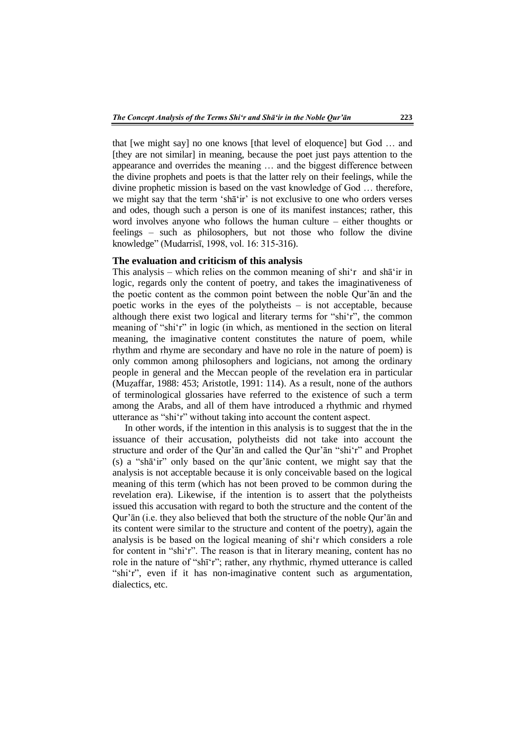that [we might say] no one knows [that level of eloquence] but God … and [they are not similar] in meaning, because the poet just pays attention to the appearance and overrides the meaning … and the biggest difference between the divine prophets and poets is that the latter rely on their feelings, while the divine prophetic mission is based on the vast knowledge of God … therefore, we might say that the term 'shā'ir' is not exclusive to one who orders verses and odes, though such a person is one of its manifest instances; rather, this word involves anyone who follows the human culture – either thoughts or feelings – such as philosophers, but not those who follow the divine knowledge" (Mudarrisī, 1998, vol. 16: 315-316).

### The evaluation and criticism of this analysis

This analysis – which relies on the common meaning of shi'r and shā'ir in logic, regards only the content of poetry, and takes the imaginativeness of the poetic content as the common point between the noble Qur'ān and the poetic works in the eyes of the polytheists – is not acceptable, because although there exist two logical and literary terms for "shi'r", the common meaning of "shi'r" in logic (in which, as mentioned in the section on literal meaning, the imaginative content constitutes the nature of poem, while rhythm and rhyme are secondary and have no role in the nature of poem) is only common among philosophers and logicians, not among the ordinary people in general and the Meccan people of the revelation era in particular (Muẓaffar, 1988: 453; Aristotle, 1991: 114). As a result, none of the authors of terminological glossaries have referred to the existence of such a term among the Arabs, and all of them have introduced a rhythmic and rhymed utterance as "shi'r" without taking into account the content aspect.

In other words, if the intention in this analysis is to suggest that the in the issuance of their accusation, polytheists did not take into account the structure and order of the Qur'ān and called the Qur'ān "shi'r" and Prophet (s) a "shā'ir" only based on the qur'ānic content, we might say that the analysis is not acceptable because it is only conceivable based on the logical meaning of this term (which has not been proved to be common during the revelation era). Likewise, if the intention is to assert that the polytheists issued this accusation with regard to both the structure and the content of the Qur'ān (i.e. they also believed that both the structure of the noble Qur'ān and its content were similar to the structure and content of the poetry), again the analysis is be based on the logical meaning of shi'r which considers a role for content in "shi'r". The reason is that in literary meaning, content has no role in the nature of "shī'r"; rather, any rhythmic, rhymed utterance is called "shi'r", even if it has non-imaginative content such as argumentation, dialectics, etc.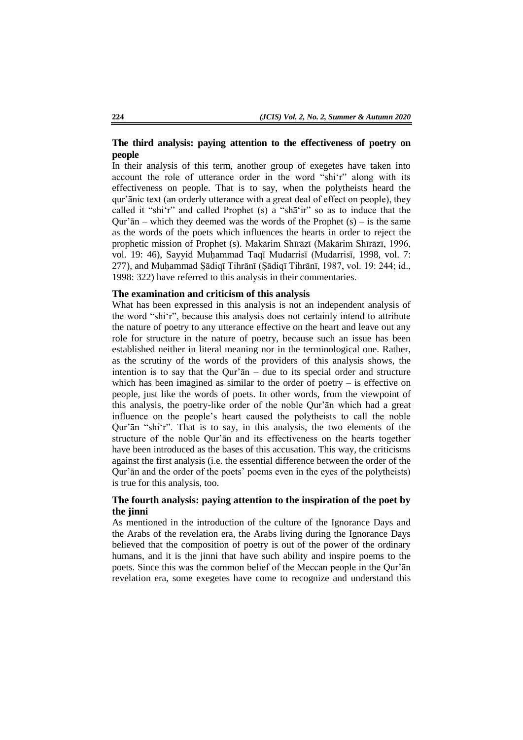## The third analysis: paying attention to the effectiveness of poetry on people

In their analysis of this term, another group of exegetes have taken into account the role of utterance order in the word "shi'r" along with its effectiveness on people. That is to say, when the polytheists heard the qur'ānic text (an orderly utterance with a great deal of effect on people), they called it "shi'r" and called Prophet (s) a "shā'ir" so as to induce that the Qur'ān – which they deemed was the words of the Prophet (s) – is the same as the words of the poets which influences the hearts in order to reject the prophetic mission of Prophet (s). Makārim Shīrāzī (Makārim Shīrāzī, 1996, vol. 19: 46), Sayyid Muḥammad Taqī Mudarrisī (Mudarrisī, 1998, vol. 7: 277), and Muḥammad Ṣādiqī Tihrānī (Ṣādiqī Tihrānī, 1987, vol. 19: 244; id., 1998: 322) have referred to this analysis in their commentaries.

### The examination and criticism of this analysis

What has been expressed in this analysis is not an independent analysis of the word "shi'r", because this analysis does not certainly intend to attribute the nature of poetry to any utterance effective on the heart and leave out any role for structure in the nature of poetry, because such an issue has been established neither in literal meaning nor in the terminological one. Rather, as the scrutiny of the words of the providers of this analysis shows, the intention is to say that the Qur'ān – due to its special order and structure which has been imagined as similar to the order of poetry – is effective on people, just like the words of poets. In other words, from the viewpoint of this analysis, the poetry-like order of the noble Qur'ān which had a great influence on the people's heart caused the polytheists to call the noble Qur'ān "shi'r". That is to say, in this analysis, the two elements of the structure of the noble Qur'ān and its effectiveness on the hearts together have been introduced as the bases of this accusation. This way, the criticisms against the first analysis (i.e. the essential difference between the order of the Qur'ān and the order of the poets' poems even in the eyes of the polytheists) is true for this analysis, too.

## The fourth analysis: paying attention to the inspiration of the poet by the jinni

As mentioned in the introduction of the culture of the Ignorance Days and the Arabs of the revelation era, the Arabs living during the Ignorance Days believed that the composition of poetry is out of the power of the ordinary humans, and it is the jinni that have such ability and inspire poems to the poets. Since this was the common belief of the Meccan people in the Qur'ān revelation era, some exegetes have come to recognize and understand this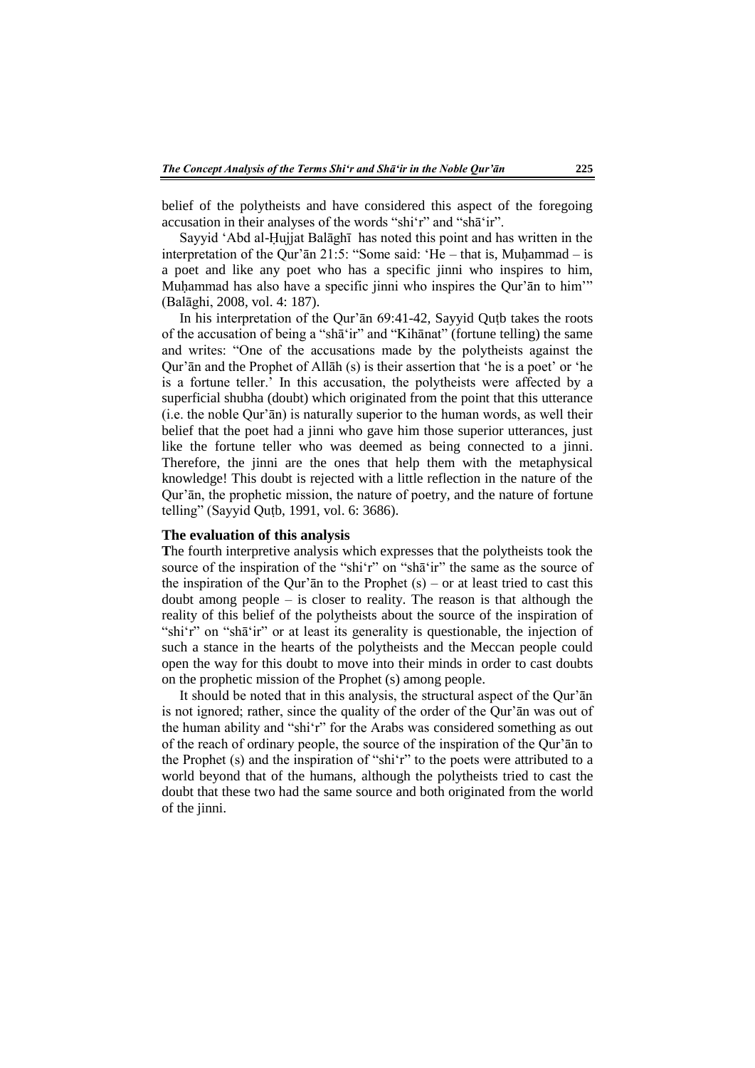belief of the polytheists and have considered this aspect of the foregoing accusation in their analyses of the words "shi'r" and "shā'ir".

Sayyid 'Abd al-Ḥujjat Balāghī has noted this point and has written in the interpretation of the Qur'ān 21:5: "Some said: 'He – that is, Muḥammad – is a poet and like any poet who has a specific jinni who inspires to him, Muḥammad has also have a specific jinni who inspires the Qur'ān to him'" (Balāghi, 2008, vol. 4: 187).

In his interpretation of the Qur'ān 69:41-42, Sayyid Quṭb takes the roots of the accusation of being a "shā'ir" and "Kihānat" (fortune telling) the same and writes: "One of the accusations made by the polytheists against the Qur'ān and the Prophet of Allāh (s) is their assertion that 'he is a poet' or 'he is a fortune teller.' In this accusation, the polytheists were affected by a superficial shubha (doubt) which originated from the point that this utterance (i.e. the noble Qur'ān) is naturally superior to the human words, as well their belief that the poet had a jinni who gave him those superior utterances, just like the fortune teller who was deemed as being connected to a jinni. Therefore, the jinni are the ones that help them with the metaphysical knowledge! This doubt is rejected with a little reflection in the nature of the Qur'ān, the prophetic mission, the nature of poetry, and the nature of fortune telling" (Sayyid Quṭb, 1991, vol. 6: 3686).

### The evaluation of this analysis

**T**he fourth interpretive analysis which expresses that the polytheists took the source of the inspiration of the "shi'r" on "shā'ir" the same as the source of the inspiration of the Qur'ān to the Prophet (s) – or at least tried to cast this doubt among people – is closer to reality. The reason is that although the reality of this belief of the polytheists about the source of the inspiration of "shi'r" on "shā'ir" or at least its generality is questionable, the injection of such a stance in the hearts of the polytheists and the Meccan people could open the way for this doubt to move into their minds in order to cast doubts on the prophetic mission of the Prophet (s) among people.

It should be noted that in this analysis, the structural aspect of the Qur'ān is not ignored; rather, since the quality of the order of the Qur'ān was out of the human ability and "shi'r" for the Arabs was considered something as out of the reach of ordinary people, the source of the inspiration of the Qur'ān to the Prophet (s) and the inspiration of "shi'r" to the poets were attributed to a world beyond that of the humans, although the polytheists tried to cast the doubt that these two had the same source and both originated from the world of the jinni.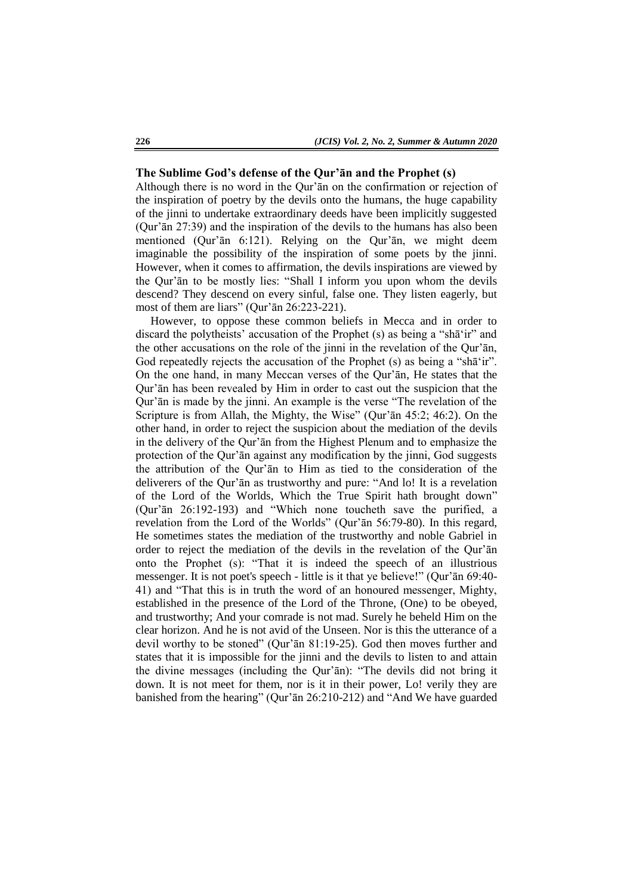## The Sublime God's defense of the Qur'ān and the Prophet (s)

Although there is no word in the Qur'ān on the confirmation or rejection of the inspiration of poetry by the devils onto the humans, the huge capability of the jinni to undertake extraordinary deeds have been implicitly suggested (Qur'ān 27:39) and the inspiration of the devils to the humans has also been mentioned (Qur'ān 6:121). Relying on the Qur'ān, we might deem imaginable the possibility of the inspiration of some poets by the jinni. However, when it comes to affirmation, the devils inspirations are viewed by the Qur'ān to be mostly lies: "Shall I inform you upon whom the devils descend? They descend on every sinful, false one. They listen eagerly, but most of them are liars" (Qur'ān 26:223-221).

However, to oppose these common beliefs in Mecca and in order to discard the polytheists' accusation of the Prophet (s) as being a "shā'ir" and the other accusations on the role of the jinni in the revelation of the Qur'ān, God repeatedly rejects the accusation of the Prophet (s) as being a "shā'ir". On the one hand, in many Meccan verses of the Qur'ān, He states that the Qur'ān has been revealed by Him in order to cast out the suspicion that the Qur'ān is made by the jinni. An example is the verse "The revelation of the Scripture is from Allah, the Mighty, the Wise" (Qur'ān 45:2; 46:2). On the other hand, in order to reject the suspicion about the mediation of the devils in the delivery of the Qur'ān from the Highest Plenum and to emphasize the protection of the Qur'ān against any modification by the jinni, God suggests the attribution of the Qur'ān to Him as tied to the consideration of the deliverers of the Qur'ān as trustworthy and pure: "And lo! It is a revelation of the Lord of the Worlds, Which the True Spirit hath brought down" (Qur'ān 26:192-193) and "Which none toucheth save the purified, a revelation from the Lord of the Worlds" (Qur'ān 56:79-80). In this regard, He sometimes states the mediation of the trustworthy and noble Gabriel in order to reject the mediation of the devils in the revelation of the Qur'ān onto the Prophet (s): "That it is indeed the speech of an illustrious messenger. It is not poet's speech - little is it that ye believe!" (Qur'ān 69:40-41) and "That this is in truth the word of an honoured messenger, Mighty, established in the presence of the Lord of the Throne, (One) to be obeyed, and trustworthy; And your comrade is not mad. Surely he beheld Him on the clear horizon. And he is not avid of the Unseen. Nor is this the utterance of a devil worthy to be stoned" (Qur'ān 81:19-25). God then moves further and states that it is impossible for the jinni and the devils to listen to and attain the divine messages (including the Qur'ān): "The devils did not bring it down. It is not meet for them, nor is it in their power, Lo! verily they are banished from the hearing" (Qur'ān 26:210-212) and "And We have guarded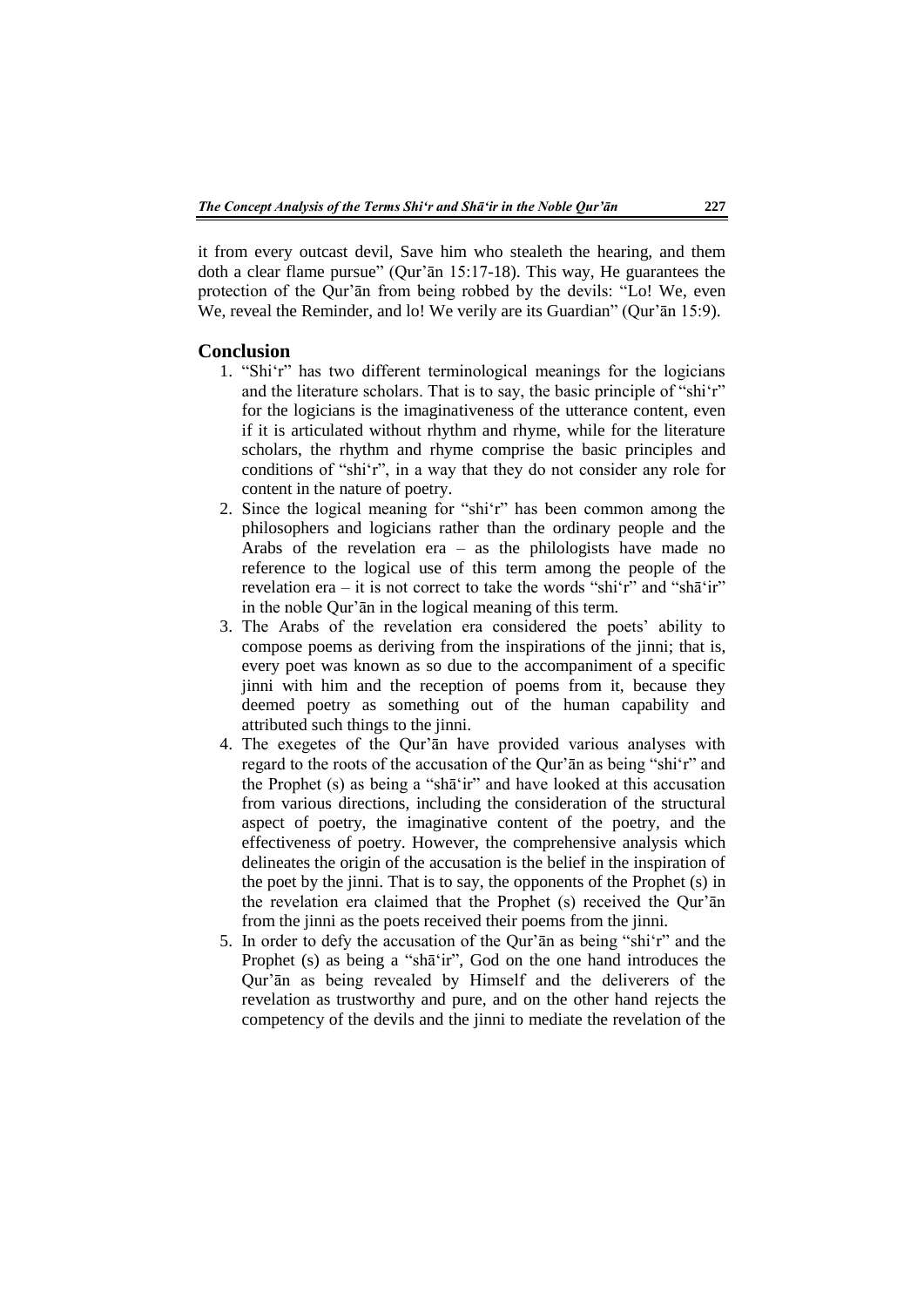it from every outcast devil, Save him who stealeth the hearing, and them doth a clear flame pursue" (Qur'ān 15:17-18). This way, He guarantees the protection of the Qur'ān from being robbed by the devils: "Lo! We, even We, reveal the Reminder, and lo! We verily are its Guardian" (Qur'ān 15:9).

## Conclusion

1. "Shi'r" has two different terminological meanings for the logicians and the literature scholars. That is to say, the basic principle of "shi'r" for the logicians is the imaginativeness of the utterance content, even if it is articulated without rhythm and rhyme, while for the literature scholars, the rhythm and rhyme comprise the basic principles and conditions of "shi'r", in a way that they do not consider any role for content in the nature of poetry.
2. Since the logical meaning for "shi'r" has been common among the philosophers and logicians rather than the ordinary people and the Arabs of the revelation era – as the philologists have made no reference to the logical use of this term among the people of the revelation era – it is not correct to take the words "shi'r" and "shā'ir" in the noble Qur'ān in the logical meaning of this term.
3. The Arabs of the revelation era considered the poets' ability to compose poems as deriving from the inspirations of the jinni; that is, every poet was known as so due to the accompaniment of a specific jinni with him and the reception of poems from it, because they deemed poetry as something out of the human capability and attributed such things to the jinni.
4. The exegetes of the Qur'ān have provided various analyses with regard to the roots of the accusation of the Qur'ān as being "shi'r" and the Prophet (s) as being a "shā'ir" and have looked at this accusation from various directions, including the consideration of the structural aspect of poetry, the imaginative content of the poetry, and the effectiveness of poetry. However, the comprehensive analysis which delineates the origin of the accusation is the belief in the inspiration of the poet by the jinni. That is to say, the opponents of the Prophet (s) in the revelation era claimed that the Prophet (s) received the Qur'ān from the jinni as the poets received their poems from the jinni.
5. In order to defy the accusation of the Qur'ān as being "shi'r" and the Prophet (s) as being a "shā'ir", God on the one hand introduces the Qur'ān as being revealed by Himself and the deliverers of the revelation as trustworthy and pure, and on the other hand rejects the competency of the devils and the jinni to mediate the revelation of the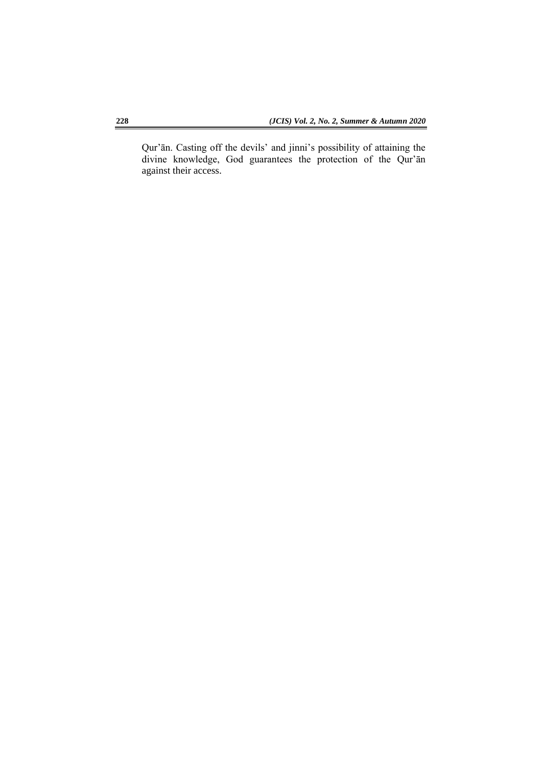Qur'ān. Casting off the devils' and jinni's possibility of attaining the divine knowledge, God guarantees the protection of the Qur'ān against their access.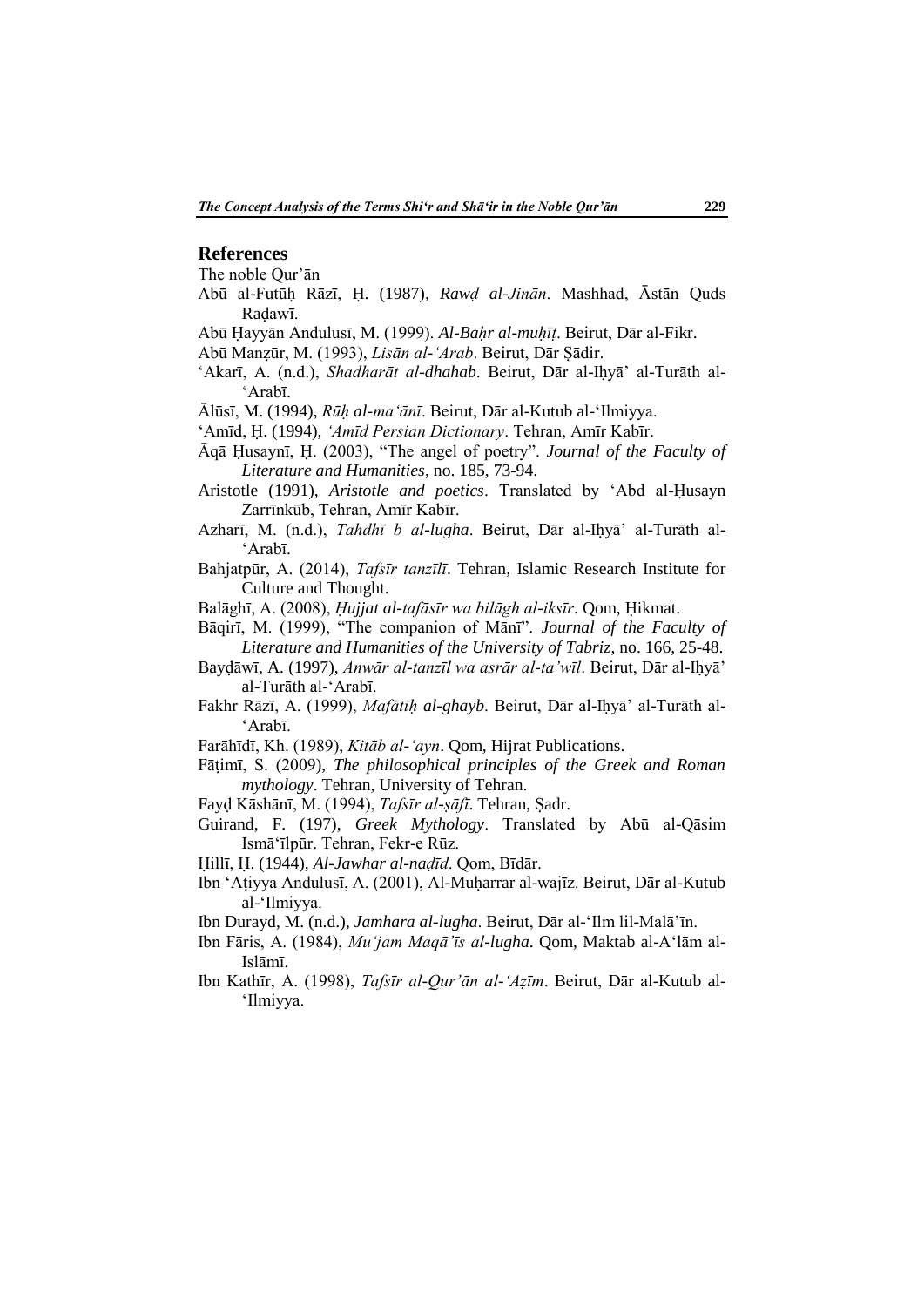## References

The noble Qur'ān

Abū al-Futūḥ Rāzī, Ḥ. (1987), *Rawḍ al-Jinān*. Mashhad, Āstān Quds Raḍawī.

Abū Ḥayyān Andulusī, M. (1999). *Al-Baḥr al-muḥīṭ*. Beirut, Dār al-Fikr.

Abū Manẓūr, M. (1993), *Lisān al-'Arab*. Beirut, Dār Ṣādir.

'Akarī, A. (n.d.), *Shadharāt al-dhahab*. Beirut, Dār al-Iḥyā' al-Turāth al-'Arabī.

Ālūsī, M. (1994), *Rūḥ al-ma'ānī*. Beirut, Dār al-Kutub al-'Ilmiyya.

'Amīd, Ḥ. (1994), *'Amīd Persian Dictionary*. Tehran, Amīr Kabīr.

Āqā Ḥusaynī, Ḥ. (2003), "The angel of poetry". *Journal of the Faculty of Literature and Humanities*, no. 185, 73-94.

Aristotle (1991), *Aristotle and poetics*. Translated by 'Abd al-Ḥusayn Zarrīnkūb, Tehran, Amīr Kabīr.

Azharī, M. (n.d.), *Tahdhī b al-lugha*. Beirut, Dār al-Iḥyā' al-Turāth al-'Arabī.

Bahjatpūr, A. (2014), *Tafsīr tanzīlī*. Tehran, Islamic Research Institute for Culture and Thought.

Balāghī, A. (2008), *Ḥujjat al-tafāsīr wa bilāgh al-iksīr*. Qom, Ḥikmat.

Bāqirī, M. (1999), "The companion of Mānī". *Journal of the Faculty of Literature and Humanities of the University of Tabriz*, no. 166, 25-48.

Bayḍāwī, A. (1997), *Anwār al-tanzīl wa asrār al-ta'wīl*. Beirut, Dār al-Iḥyā' al-Turāth al-'Arabī.

Fakhr Rāzī, A. (1999), *Mafātīḥ al-ghayb*. Beirut, Dār al-Iḥyā' al-Turāth al-'Arabī.

Farāhīdī, Kh. (1989), *Kitāb al-'ayn*. Qom, Hijrat Publications.

Fāṭimī, S. (2009), *The philosophical principles of the Greek and Roman mythology*. Tehran, University of Tehran.

Fayḍ Kāshānī, M. (1994), *Tafsīr al-ṣāfī*. Tehran, Ṣadr.

Guirand, F. (197), *Greek Mythology*. Translated by Abū al-Qāsim Ismā'īlpūr. Tehran, Fekr-e Rūz.

Ḥillī, Ḥ. (1944), *Al-Jawhar al-naḍīd*. Qom, Bīdār.

Ibn 'Aṭiyya Andulusī, A. (2001), Al-Muḥarrar al-wajīz. Beirut, Dār al-Kutub al-'Ilmiyya.

Ibn Durayd, M. (n.d.), *Jamhara al-lugha*. Beirut, Dār al-'Ilm lil-Malā'īn.

Ibn Fāris, A. (1984), *Mu'jam Maqā'īs al-lugha*. Qom, Maktab al-A'lām al-Islāmī.

Ibn Kathīr, A. (1998), *Tafsīr al-Qur'ān al-'Aẓīm*. Beirut, Dār al-Kutub al-'Ilmiyya.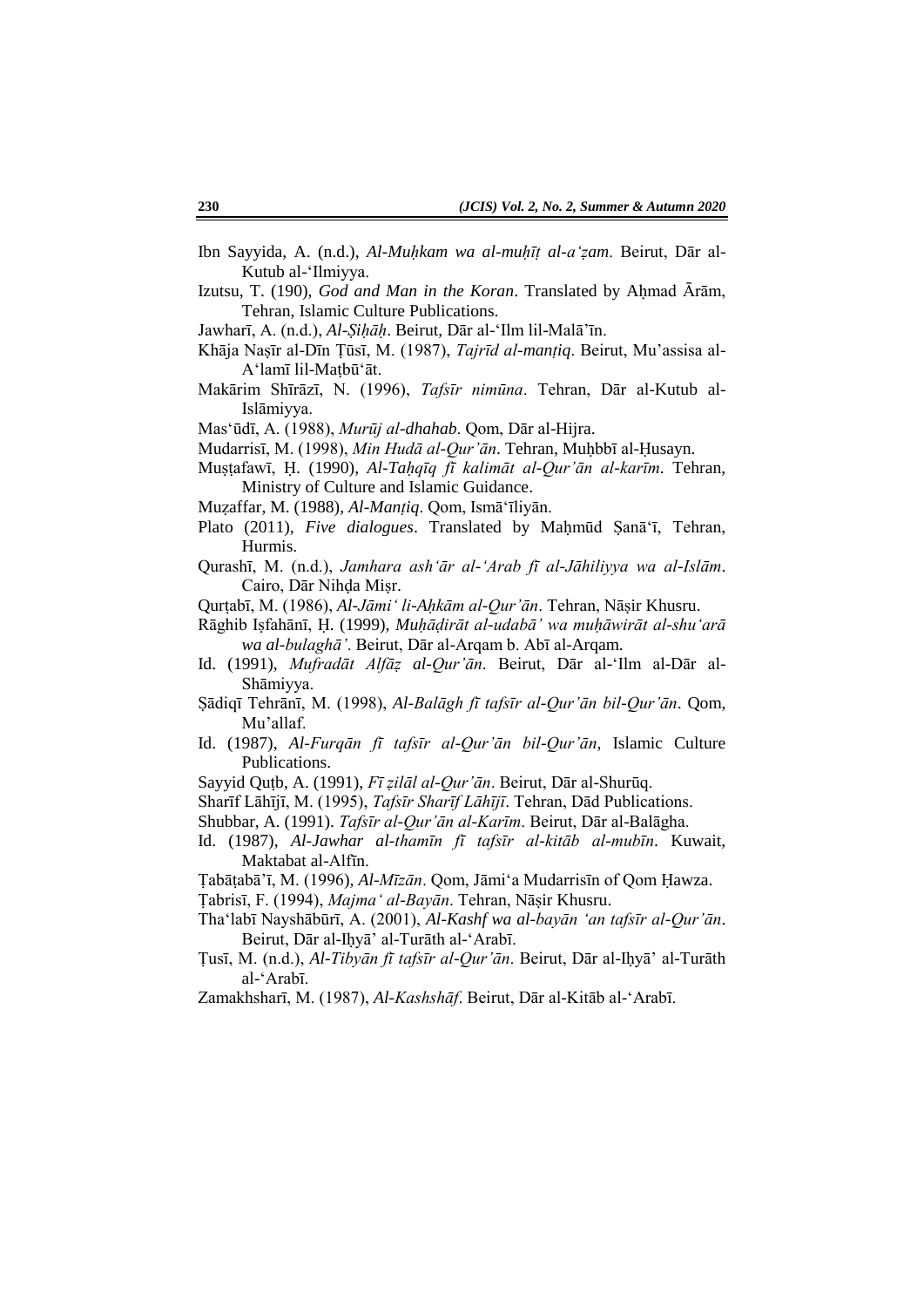Ibn Sayyida, A. (n.d.), *Al-Muḥkam wa al-muḥīṭ al-a'ẓam*. Beirut, Dār al-Kutub al-'Ilmiyya.

Izutsu, T. (190), *God and Man in the Koran*. Translated by Aḥmad Ārām, Tehran, Islamic Culture Publications.

Jawharī, A. (n.d.), *Al-Ṣiḥāḥ*. Beirut, Dār al-'Ilm lil-Malā'īn.

Khāja Naṣīr al-Dīn Ṭūsī, M. (1987), *Tajrīd al-manṭiq*. Beirut, Mu'assisa al-A'lamī lil-Maṭbū'āt.

Makārim Shīrāzī, N. (1996), *Tafsīr nimūna*. Tehran, Dār al-Kutub al-Islāmiyya.

Mas'ūdī, A. (1988), *Murūj al-dhahab*. Qom, Dār al-Hijra.

Mudarrisī, M. (1998), *Min Hudā al-Qur'ān*. Tehran, Muḥbbī al-Ḥusayn.

Muṣṭafawī, Ḥ. (1990), *Al-Taḥqīq fī kalimāt al-Qur'ān al-karīm*. Tehran, Ministry of Culture and Islamic Guidance.

Muẓaffar, M. (1988), *Al-Manṭiq*. Qom, Ismā'īliyān.

Plato (2011), *Five dialogues*. Translated by Maḥmūd Ṣanā'ī, Tehran, Hurmis.

Qurashī, M. (n.d.), *Jamhara ash'ār al-'Arab fī al-Jāhiliyya wa al-Islām*. Cairo, Dār Nihḍa Miṣr.

Qurṭabī, M. (1986), *Al-Jāmi' li-Aḥkām al-Qur'ān*. Tehran, Nāṣir Khusru.

Rāghib Iṣfahānī, Ḥ. (1999), *Muḥāḍirāt al-udabā' wa muḥāwirāt al-shu'arā wa al-bulaghā'*. Beirut, Dār al-Arqam b. Abī al-Arqam.

Id. (1991), *Mufradāt Alfāẓ al-Qur'ān*. Beirut, Dār al-'Ilm al-Dār al-Shāmiyya.

Ṣādiqī Tehrānī, M. (1998), *Al-Balāgh fī tafsīr al-Qur'ān bil-Qur'ān*. Qom, Mu'allaf.

Id. (1987), *Al-Furqān fī tafsīr al-Qur'ān bil-Qur'ān*, Islamic Culture Publications.

Sayyid Quṭb, A. (1991), *Fī ẓilāl al-Qur'ān*. Beirut, Dār al-Shurūq.

Sharīf Lāhījī, M. (1995), *Tafsīr Sharīf Lāhījī*. Tehran, Dād Publications.

Shubbar, A. (1991). *Tafsīr al-Qur'ān al-Karīm*. Beirut, Dār al-Balāgha.

Id. (1987), *Al-Jawhar al-thamīn fī tafsīr al-kitāb al-mubīn*. Kuwait, Maktabat al-Alfīn.

Ṭabāṭabā'ī, M. (1996), *Al-Mīzān*. Qom, Jāmi'a Mudarrisīn of Qom Ḥawza.

Ṭabrisī, F. (1994), *Majma' al-Bayān*. Tehran, Nāṣir Khusru.

Tha'labī Nayshābūrī, A. (2001), *Al-Kashf wa al-bayān 'an tafsīr al-Qur'ān*. Beirut, Dār al-Iḥyā' al-Turāth al-'Arabī.

Ṭusī, M. (n.d.), *Al-Tibyān fī tafsīr al-Qur'ān*. Beirut, Dār al-Iḥyā' al-Turāth al-'Arabī.

Zamakhsharī, M. (1987), *Al-Kashshāf*. Beirut, Dār al-Kitāb al-'Arabī.